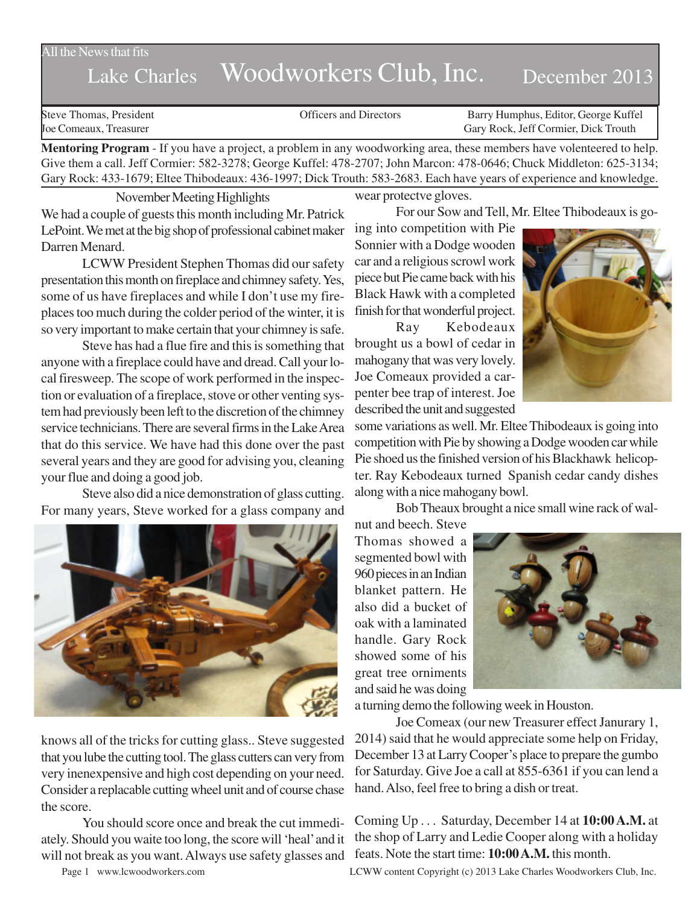All the News that fits

# Lake Charles Woodworkers Club, Inc. December 2013

Steve Thomas, President
Joe Comeaux, Treasurer

Officers and Directors

Barry Humphus, Editor, George Kuffel
Gary Rock, Jeff Cormier, Dick Trouth

**Mentoring Program** - If you have a project, a problem in any woodworking area, these members have volenteered to help. Give them a call. Jeff Cormier: 582-3278; George Kuffel: 478-2707; John Marcon: 478-0646; Chuck Middleton: 625-3134; Gary Rock: 433-1679; Eltee Thibodeaux: 436-1997; Dick Trouth: 583-2683. Each have years of experience and knowledge.

## November Meeting Highlights

We had a couple of guests this month including Mr. Patrick LePoint. We met at the big shop of professional cabinet maker Darren Menard.

LCWW President Stephen Thomas did our safety presentation this month on fireplace and chimney safety. Yes, some of us have fireplaces and while I don't use my fireplaces too much during the colder period of the winter, it is so very important to make certain that your chimney is safe.

Steve has had a flue fire and this is something that anyone with a fireplace could have and dread. Call your local firesweep. The scope of work performed in the inspection or evaluation of a fireplace, stove or other venting system had previously been left to the discretion of the chimney service technicians. There are several firms in the Lake Area that do this service. We have had this done over the past several years and they are good for advising you, cleaning your flue and doing a good job.

Steve also did a nice demonstration of glass cutting. For many years, Steve worked for a glass company and knows all of the tricks for cutting glass.. Steve suggested that you lube the cutting tool. The glass cutters can very from very inexpensive and high cost depending on your need. Consider a replacable cutting wheel unit and of course chase the score.

You should score once and break the cut immediately. Should you waite too long, the score will 'heal' and it will not break as you want. Always use safety glasses and wear protectve gloves.

For our Sow and Tell, Mr. Eltee Thibodeaux is going into competition with Pie Sonnier with a Dodge wooden car and a religious scrowl work piece but Pie came back with his Black Hawk with a completed finish for that wonderful project.

Ray Kebodeaux brought us a bowl of cedar in mahogany that was very lovely. Joe Comeaux provided a carpenter bee trap of interest. Joe described the unit and suggested some variations as well. Mr. Eltee Thibodeaux is going into competition with Pie by showing a Dodge wooden car while Pie shoed us the finished version of his Blackhawk helicopter. Ray Kebodeaux turned Spanish cedar candy dishes along with a nice mahogany bowl.

Bob Theaux brought a nice small wine rack of walnut and beech. Steve Thomas showed a segmented bowl with 960 pieces in an Indian blanket pattern. He also did a bucket of oak with a laminated handle. Gary Rock showed some of his great tree orniments and said he was doing a turning demo the following week in Houston.

Joe Comeax (our new Treasurer effect Janurary 1, 2014) said that he would appreciate some help on Friday, December 13 at Larry Cooper's place to prepare the gumbo for Saturday. Give Joe a call at 855-6361 if you can lend a hand. Also, feel free to bring a dish or treat.

Coming Up . . . Saturday, December 14 at **10:00 A.M.** at the shop of Larry and Ledie Cooper along with a holiday feats. Note the start time: **10:00 A.M.** this month.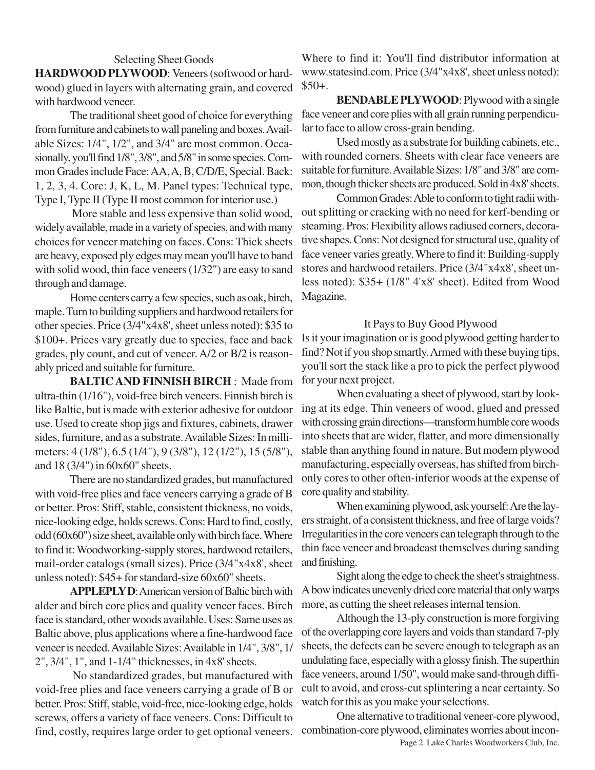## Selecting Sheet Goods

**HARDWOOD PLYWOOD**: Veneers (softwood or hardwood) glued in layers with alternating grain, and covered with hardwood veneer.

The traditional sheet good of choice for everything from furniture and cabinets to wall paneling and boxes. Available Sizes: 1/4", 1/2", and 3/4" are most common. Occasionally, you'll find 1/8", 3/8", and 5/8" in some species. Common Grades include Face: AA, A, B, C/D/E, Special. Back: 1, 2, 3, 4. Core: J, K, L, M. Panel types: Technical type, Type I, Type II (Type II most common for interior use.)

More stable and less expensive than solid wood, widely available, made in a variety of species, and with many choices for veneer matching on faces. Cons: Thick sheets are heavy, exposed ply edges may mean you'll have to band with solid wood, thin face veneers (1/32") are easy to sand through and damage.

Home centers carry a few species, such as oak, birch, maple. Turn to building suppliers and hardwood retailers for other species. Price (3/4"x4x8', sheet unless noted): $35 to $100+. Prices vary greatly due to species, face and back grades, ply count, and cut of veneer. A/2 or B/2 is reasonably priced and suitable for furniture.

**BALTIC AND FINNISH BIRCH** : Made from ultra-thin (1/16"), void-free birch veneers. Finnish birch is like Baltic, but is made with exterior adhesive for outdoor use. Used to create shop jigs and fixtures, cabinets, drawer sides, furniture, and as a substrate. Available Sizes: In millimeters: 4 (1/8"), 6.5 (1/4"), 9 (3/8"), 12 (1/2"), 15 (5/8"), and 18 (3/4") in 60x60" sheets.

There are no standardized grades, but manufactured with void-free plies and face veneers carrying a grade of B or better. Pros: Stiff, stable, consistent thickness, no voids, nice-looking edge, holds screws. Cons: Hard to find, costly, odd (60x60") size sheet, available only with birch face. Where to find it: Woodworking-supply stores, hardwood retailers, mail-order catalogs (small sizes). Price (3/4"x4x8', sheet unless noted): $45+ for standard-size 60x60" sheets.

**APPLEPLY D**: American version of Baltic birch with alder and birch core plies and quality veneer faces. Birch face is standard, other woods available. Uses: Same uses as Baltic above, plus applications where a fine-hardwood face veneer is needed. Available Sizes: Available in 1/4", 3/8", 1/2", 3/4", 1", and 1-1/4" thicknesses, in 4x8' sheets.

No standardized grades, but manufactured with void-free plies and face veneers carrying a grade of B or better. Pros: Stiff, stable, void-free, nice-looking edge, holds screws, offers a variety of face veneers. Cons: Difficult to find, costly, requires large order to get optional veneers. Where to find it: You'll find distributor information at www.statesind.com. Price (3/4"x4x8', sheet unless noted): $50+.

**BENDABLE PLYWOOD**: Plywood with a single face veneer and core plies with all grain running perpendicular to face to allow cross-grain bending.

Used mostly as a substrate for building cabinets, etc., with rounded corners. Sheets with clear face veneers are suitable for furniture. Available Sizes: 1/8" and 3/8" are common, though thicker sheets are produced. Sold in 4x8' sheets.

Common Grades: Able to conform to tight radii without splitting or cracking with no need for kerf-bending or steaming. Pros: Flexibility allows radiused corners, decorative shapes. Cons: Not designed for structural use, quality of face veneer varies greatly. Where to find it: Building-supply stores and hardwood retailers. Price (3/4"x4x8', sheet unless noted): $35+ (1/8" 4'x8' sheet). Edited from Wood Magazine.

## It Pays to Buy Good Plywood

Is it your imagination or is good plywood getting harder to find? Not if you shop smartly. Armed with these buying tips, you'll sort the stack like a pro to pick the perfect plywood for your next project.

When evaluating a sheet of plywood, start by looking at its edge. Thin veneers of wood, glued and pressed with crossing grain directions—transform humble core woods into sheets that are wider, flatter, and more dimensionally stable than anything found in nature. But modern plywood manufacturing, especially overseas, has shifted from birch-only cores to other often-inferior woods at the expense of core quality and stability.

When examining plywood, ask yourself: Are the layers straight, of a consistent thickness, and free of large voids? Irregularities in the core veneers can telegraph through to the thin face veneer and broadcast themselves during sanding and finishing.

Sight along the edge to check the sheet's straightness. A bow indicates unevenly dried core material that only warps more, as cutting the sheet releases internal tension.

Although the 13-ply construction is more forgiving of the overlapping core layers and voids than standard 7-ply sheets, the defects can be severe enough to telegraph as an undulating face, especially with a glossy finish. The superthin face veneers, around 1/50", would make sand-through difficult to avoid, and cross-cut splintering a near certainty. So watch for this as you make your selections.

One alternative to traditional veneer-core plywood, combination-core plywood, eliminates worries about incon-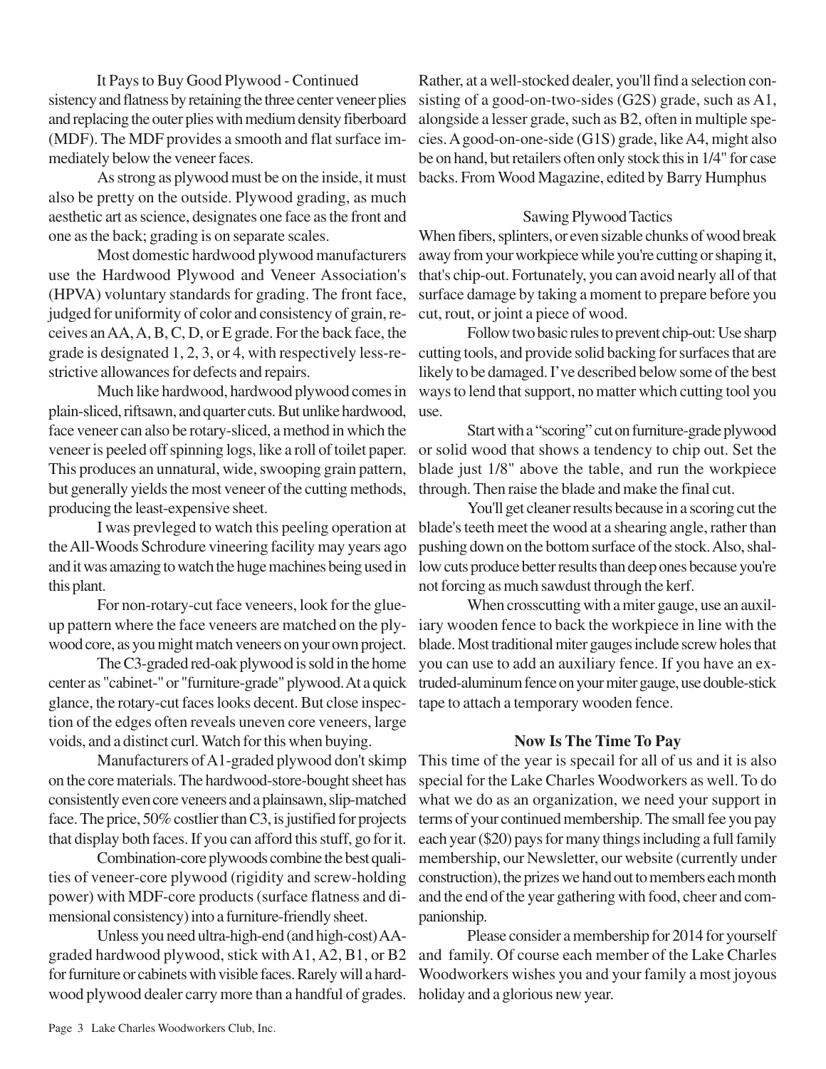It Pays to Buy Good Plywood - Continued

sistency and flatness by retaining the three center veneer plies and replacing the outer plies with medium density fiberboard (MDF). The MDF provides a smooth and flat surface immediately below the veneer faces.

As strong as plywood must be on the inside, it must also be pretty on the outside. Plywood grading, as much aesthetic art as science, designates one face as the front and one as the back; grading is on separate scales.

Most domestic hardwood plywood manufacturers use the Hardwood Plywood and Veneer Association's (HPVA) voluntary standards for grading. The front face, judged for uniformity of color and consistency of grain, receives an AA, A, B, C, D, or E grade. For the back face, the grade is designated 1, 2, 3, or 4, with respectively less-restrictive allowances for defects and repairs.

Much like hardwood, hardwood plywood comes in plain-sliced, riftsawn, and quarter cuts. But unlike hardwood, face veneer can also be rotary-sliced, a method in which the veneer is peeled off spinning logs, like a roll of toilet paper. This produces an unnatural, wide, swooping grain pattern, but generally yields the most veneer of the cutting methods, producing the least-expensive sheet.

I was prevleged to watch this peeling operation at the All-Woods Schrodure vineering facility may years ago and it was amazing to watch the huge machines being used in this plant.

For non-rotary-cut face veneers, look for the glue-up pattern where the face veneers are matched on the plywood core, as you might match veneers on your own project.

The C3-graded red-oak plywood is sold in the home center as "cabinet-" or "furniture-grade" plywood. At a quick glance, the rotary-cut faces looks decent. But close inspection of the edges often reveals uneven core veneers, large voids, and a distinct curl. Watch for this when buying.

Manufacturers of A1-graded plywood don't skimp on the core materials. The hardwood-store-bought sheet has consistently even core veneers and a plainsawn, slip-matched face. The price, 50% costlier than C3, is justified for projects that display both faces. If you can afford this stuff, go for it.

Combination-core plywoods combine the best qualities of veneer-core plywood (rigidity and screw-holding power) with MDF-core products (surface flatness and dimensional consistency) into a furniture-friendly sheet.

Unless you need ultra-high-end (and high-cost) AA-graded hardwood plywood, stick with A1, A2, B1, or B2 for furniture or cabinets with visible faces. Rarely will a hardwood plywood dealer carry more than a handful of grades. Rather, at a well-stocked dealer, you'll find a selection consisting of a good-on-two-sides (G2S) grade, such as A1, alongside a lesser grade, such as B2, often in multiple species. A good-on-one-side (G1S) grade, like A4, might also be on hand, but retailers often only stock this in 1/4" for case backs. From Wood Magazine, edited by Barry Humphus

## Sawing Plywood Tactics

When fibers, splinters, or even sizable chunks of wood break away from your workpiece while you're cutting or shaping it, that's chip-out. Fortunately, you can avoid nearly all of that surface damage by taking a moment to prepare before you cut, rout, or joint a piece of wood.

Follow two basic rules to prevent chip-out: Use sharp cutting tools, and provide solid backing for surfaces that are likely to be damaged. I've described below some of the best ways to lend that support, no matter which cutting tool you use.

Start with a "scoring" cut on furniture-grade plywood or solid wood that shows a tendency to chip out. Set the blade just 1/8" above the table, and run the workpiece through. Then raise the blade and make the final cut.

You'll get cleaner results because in a scoring cut the blade's teeth meet the wood at a shearing angle, rather than pushing down on the bottom surface of the stock. Also, shallow cuts produce better results than deep ones because you're not forcing as much sawdust through the kerf.

When crosscutting with a miter gauge, use an auxiliary wooden fence to back the workpiece in line with the blade. Most traditional miter gauges include screw holes that you can use to add an auxiliary fence. If you have an extruded-aluminum fence on your miter gauge, use double-stick tape to attach a temporary wooden fence.

## Now Is The Time To Pay

This time of the year is specail for all of us and it is also special for the Lake Charles Woodworkers as well. To do what we do as an organization, we need your support in terms of your continued membership. The small fee you pay each year ($20) pays for many things including a full family membership, our Newsletter, our website (currently under construction), the prizes we hand out to members each month and the end of the year gathering with food, cheer and companionship.

Please consider a membership for 2014 for yourself and family. Of course each member of the Lake Charles Woodworkers wishes you and your family a most joyous holiday and a glorious new year.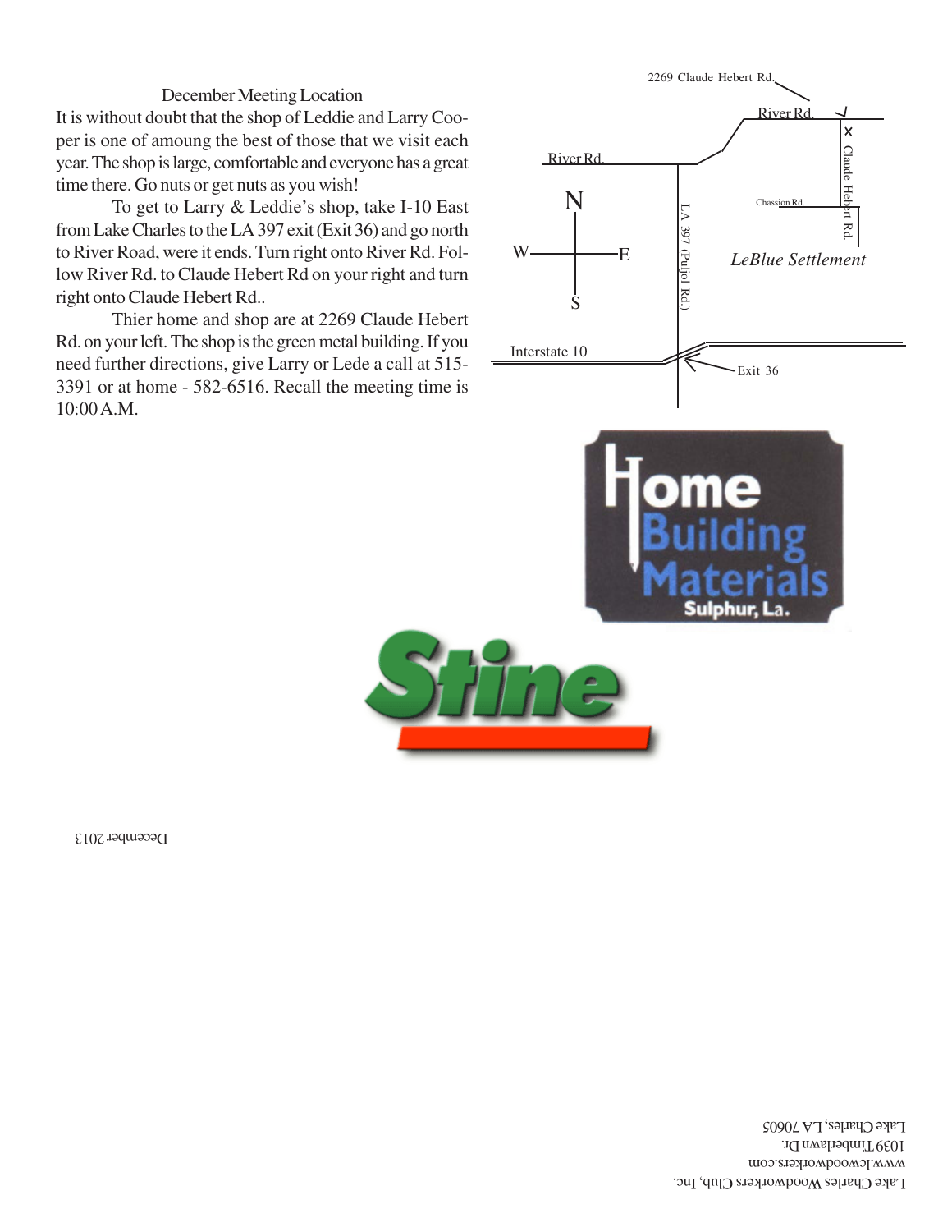## December Meeting Location

It is without doubt that the shop of Leddie and Larry Cooper is one of amoung the best of those that we visit each year. The shop is large, comfortable and everyone has a great time there. Go nuts or get nuts as you wish!

To get to Larry & Leddie's shop, take I-10 East from Lake Charles to the LA 397 exit (Exit 36) and go north to River Road, were it ends. Turn right onto River Rd. Follow River Rd. to Claude Hebert Rd on your right and turn right onto Claude Hebert Rd..

Thier home and shop are at 2269 Claude Hebert Rd. on your left. The shop is the green metal building. If you need further directions, give Larry or Lede a call at 515-3391 or at home - 582-6516. Recall the meeting time is 10:00 A.M.

2269 Claude Hebert Rd.
River Rd.
River Rd.
Chassion Rd.
Claude Hebert Rd.
LA 397 (Pujol Rd.)
N
W
E
S
*LeBlue Settlement*
Interstate 10
Exit 36

Home Building Materials
Sulphur, La.

Stine

December 2013

Lake Charles Woodworkers Club, Inc.
www.lcwoodworkers.com
1039 Timberlawn Dr.
Lake Charles, LA 70605